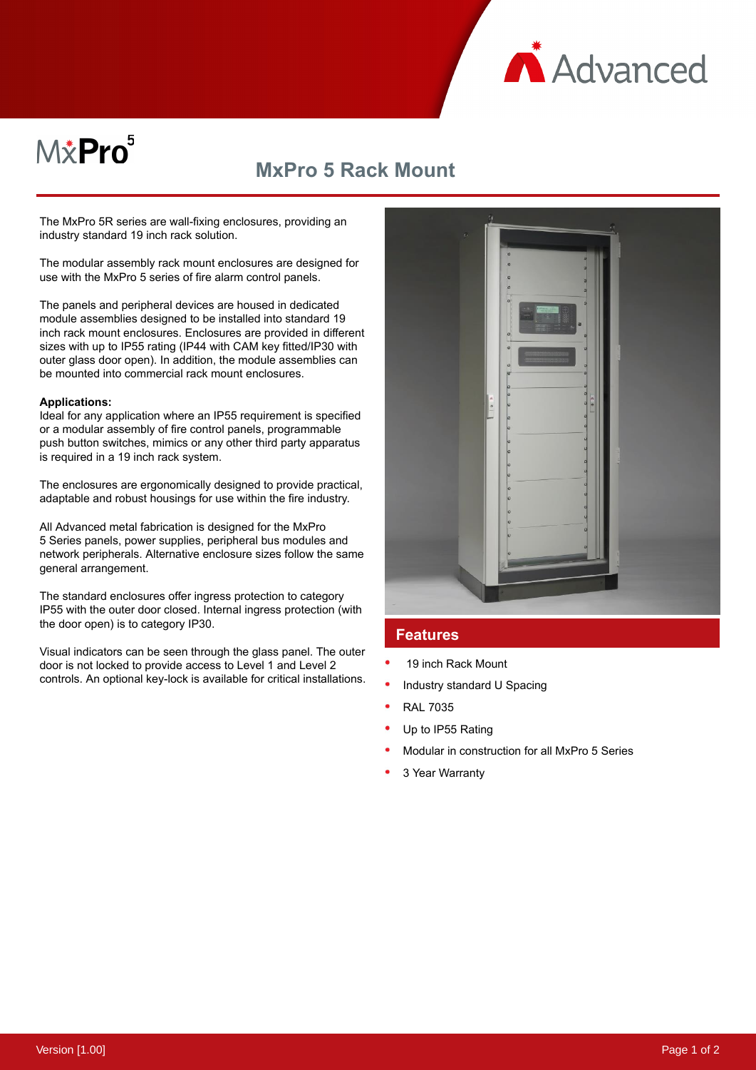# MxPro 5 Rack Mount

The MxPro 5R series are wall-fixing enclosures, providing an industry standard 19 inch rack solution.

The modular assembly rack mount enclosures are designed for use with the MxPro 5 series of fire alarm control panels.

The panels and peripheral devices are housed in dedicated module assemblies designed to be installed into standard 19 inch rack mount enclosures. Enclosures are provided in different sizes with up to IP55 rating (IP44 with CAM key fitted/IP30 with outer glass door open). In addition, the module assemblies can be mounted into commercial rack mount enclosures.

**Applications:**
Ideal for any application where an IP55 requirement is specified or a modular assembly of fire control panels, programmable push button switches, mimics or any other third party apparatus is required in a 19 inch rack system.

The enclosures are ergonomically designed to provide practical, adaptable and robust housings for use within the fire industry.

All Advanced metal fabrication is designed for the MxPro 5 Series panels, power supplies, peripheral bus modules and network peripherals. Alternative enclosure sizes follow the same general arrangement.

The standard enclosures offer ingress protection to category IP55 with the outer door closed. Internal ingress protection (with the door open) is to category IP30.

Visual indicators can be seen through the glass panel. The outer door is not locked to provide access to Level 1 and Level 2 controls. An optional key-lock is available for critical installations.

## Features

- 19 inch Rack Mount
- Industry standard U Spacing
- RAL 7035
- Up to IP55 Rating
- Modular in construction for all MxPro 5 Series
- 3 Year Warranty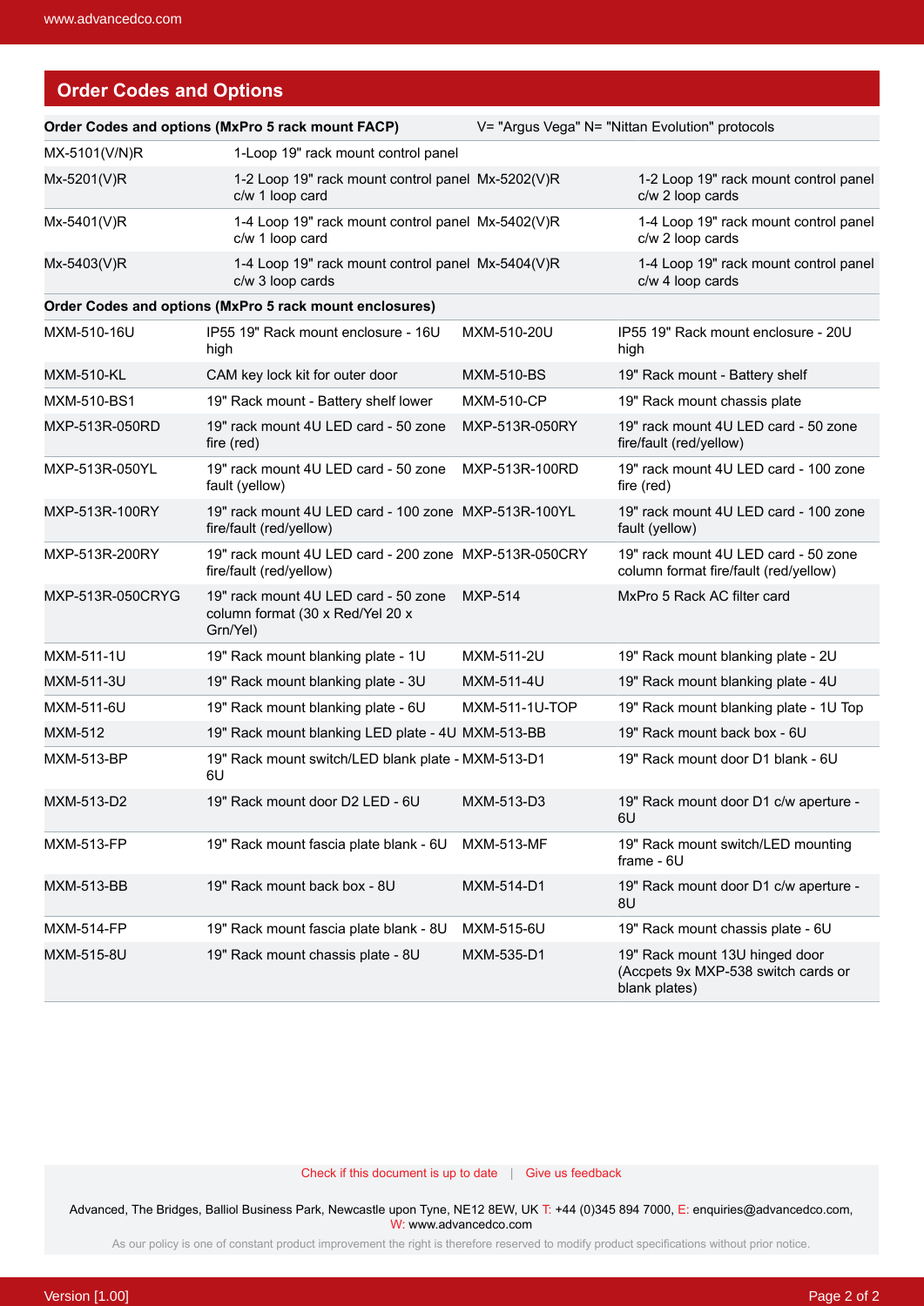## Order Codes and Options

| Order Codes and options (MxPro 5 rack mount FACP) | | V= "Argus Vega" N= "Nittan Evolution" protocols | |
|---|---|---|---|
| MX-5101(V/N)R | 1-Loop 19" rack mount control panel | | |
| Mx-5201(V)R | 1-2 Loop 19" rack mount control panel c/w 1 loop card | Mx-5202(V)R | 1-2 Loop 19" rack mount control panel c/w 2 loop cards |
| Mx-5401(V)R | 1-4 Loop 19" rack mount control panel c/w 1 loop card | Mx-5402(V)R | 1-4 Loop 19" rack mount control panel c/w 2 loop cards |
| Mx-5403(V)R | 1-4 Loop 19" rack mount control panel c/w 3 loop cards | Mx-5404(V)R | 1-4 Loop 19" rack mount control panel c/w 4 loop cards |

| Order Codes and options (MxPro 5 rack mount enclosures) | | | |
|---|---|---|---|
| MXM-510-16U | IP55 19" Rack mount enclosure - 16U high | MXM-510-20U | IP55 19" Rack mount enclosure - 20U high |
| MXM-510-KL | CAM key lock kit for outer door | MXM-510-BS | 19" Rack mount - Battery shelf |
| MXM-510-BS1 | 19" Rack mount - Battery shelf lower | MXM-510-CP | 19" Rack mount chassis plate |
| MXP-513R-050RD | 19" rack mount 4U LED card - 50 zone fire (red) | MXP-513R-050RY | 19" rack mount 4U LED card - 50 zone fire/fault (red/yellow) |
| MXP-513R-050YL | 19" rack mount 4U LED card - 50 zone fault (yellow) | MXP-513R-100RD | 19" rack mount 4U LED card - 100 zone fire (red) |
| MXP-513R-100RY | 19" rack mount 4U LED card - 100 zone fire/fault (red/yellow) | MXP-513R-100YL | 19" rack mount 4U LED card - 100 zone fault (yellow) |
| MXP-513R-200RY | 19" rack mount 4U LED card - 200 zone fire/fault (red/yellow) | MXP-513R-050CRY | 19" rack mount 4U LED card - 50 zone column format fire/fault (red/yellow) |
| MXP-513R-050CRYG | 19" rack mount 4U LED card - 50 zone column format (30 x Red/Yel 20 x Grn/Yel) | MXP-514 | MxPro 5 Rack AC filter card |
| MXM-511-1U | 19" Rack mount blanking plate - 1U | MXM-511-2U | 19" Rack mount blanking plate - 2U |
| MXM-511-3U | 19" Rack mount blanking plate - 3U | MXM-511-4U | 19" Rack mount blanking plate - 4U |
| MXM-511-6U | 19" Rack mount blanking plate - 6U | MXM-511-1U-TOP | 19" Rack mount blanking plate - 1U Top |
| MXM-512 | 19" Rack mount blanking LED plate - 4U | MXM-513-BB | 19" Rack mount back box - 6U |
| MXM-513-BP | 19" Rack mount switch/LED blank plate - 6U | MXM-513-D1 | 19" Rack mount door D1 blank - 6U |
| MXM-513-D2 | 19" Rack mount door D2 LED - 6U | MXM-513-D3 | 19" Rack mount door D1 c/w aperture - 6U |
| MXM-513-FP | 19" Rack mount fascia plate blank - 6U | MXM-513-MF | 19" Rack mount switch/LED mounting frame - 6U |
| MXM-513-BB | 19" Rack mount back box - 8U | MXM-514-D1 | 19" Rack mount door D1 c/w aperture - 8U |
| MXM-514-FP | 19" Rack mount fascia plate blank - 8U | MXM-515-6U | 19" Rack mount chassis plate - 6U |
| MXM-515-8U | 19" Rack mount chassis plate - 8U | MXM-535-D1 | 19" Rack mount 13U hinged door (Accpets 9x MXP-538 switch cards or blank plates) |

Check if this document is up to date | Give us feedback

Advanced, The Bridges, Balliol Business Park, Newcastle upon Tyne, NE12 8EW, UK T: +44 (0)345 894 7000, E: enquiries@advancedco.com, W: www.advancedco.com

As our policy is one of constant product improvement the right is therefore reserved to modify product specifications without prior notice.

Version [1.00]